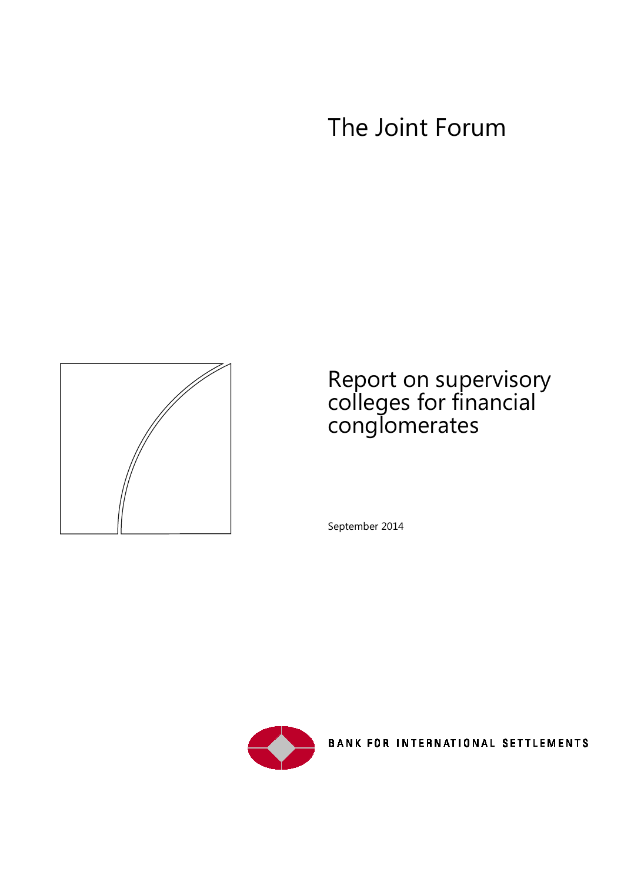# The Joint Forum

# Report on supervisory colleges for financial conglomerates

September 2014

BANK FOR INTERNATIONAL SETTLEMENTS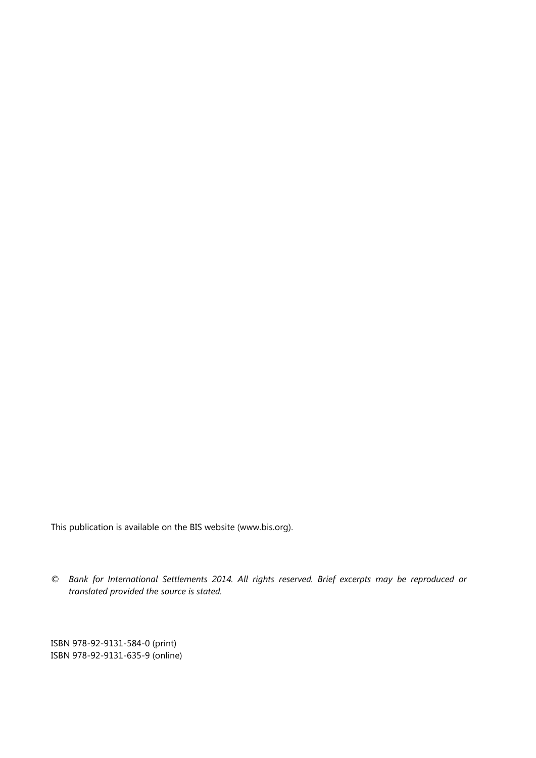This publication is available on the BIS website (www.bis.org).

© *Bank for International Settlements 2014. All rights reserved. Brief excerpts may be reproduced or translated provided the source is stated.*

ISBN 978-92-9131-584-0 (print)
ISBN 978-92-9131-635-9 (online)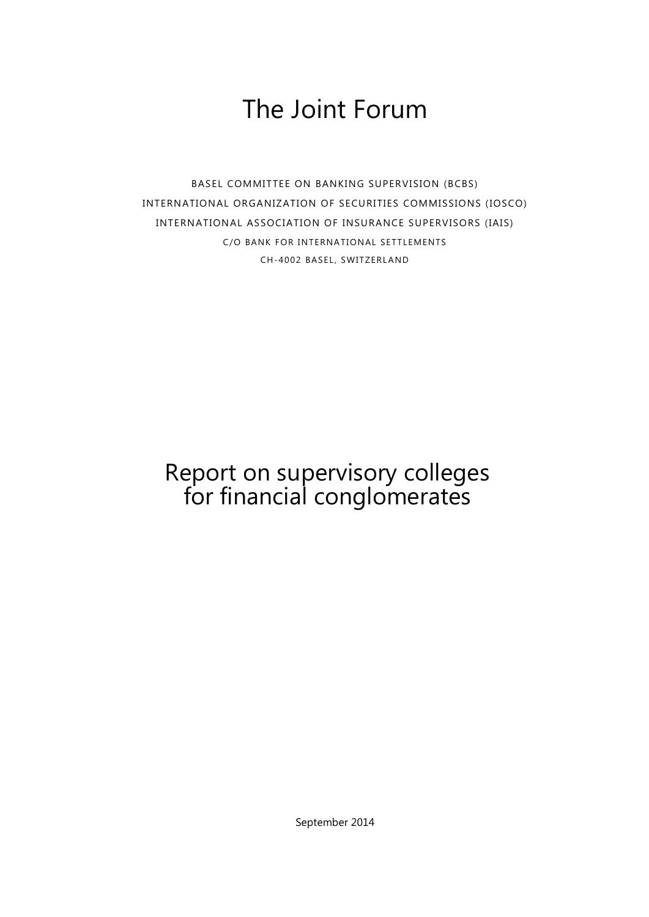# The Joint Forum

BASEL COMMITTEE ON BANKING SUPERVISION (BCBS)

INTERNATIONAL ORGANIZATION OF SECURITIES COMMISSIONS (IOSCO)

INTERNATIONAL ASSOCIATION OF INSURANCE SUPERVISORS (IAIS)

C/O BANK FOR INTERNATIONAL SETTLEMENTS

CH-4002 BASEL, SWITZERLAND

# Report on supervisory colleges for financial conglomerates

September 2014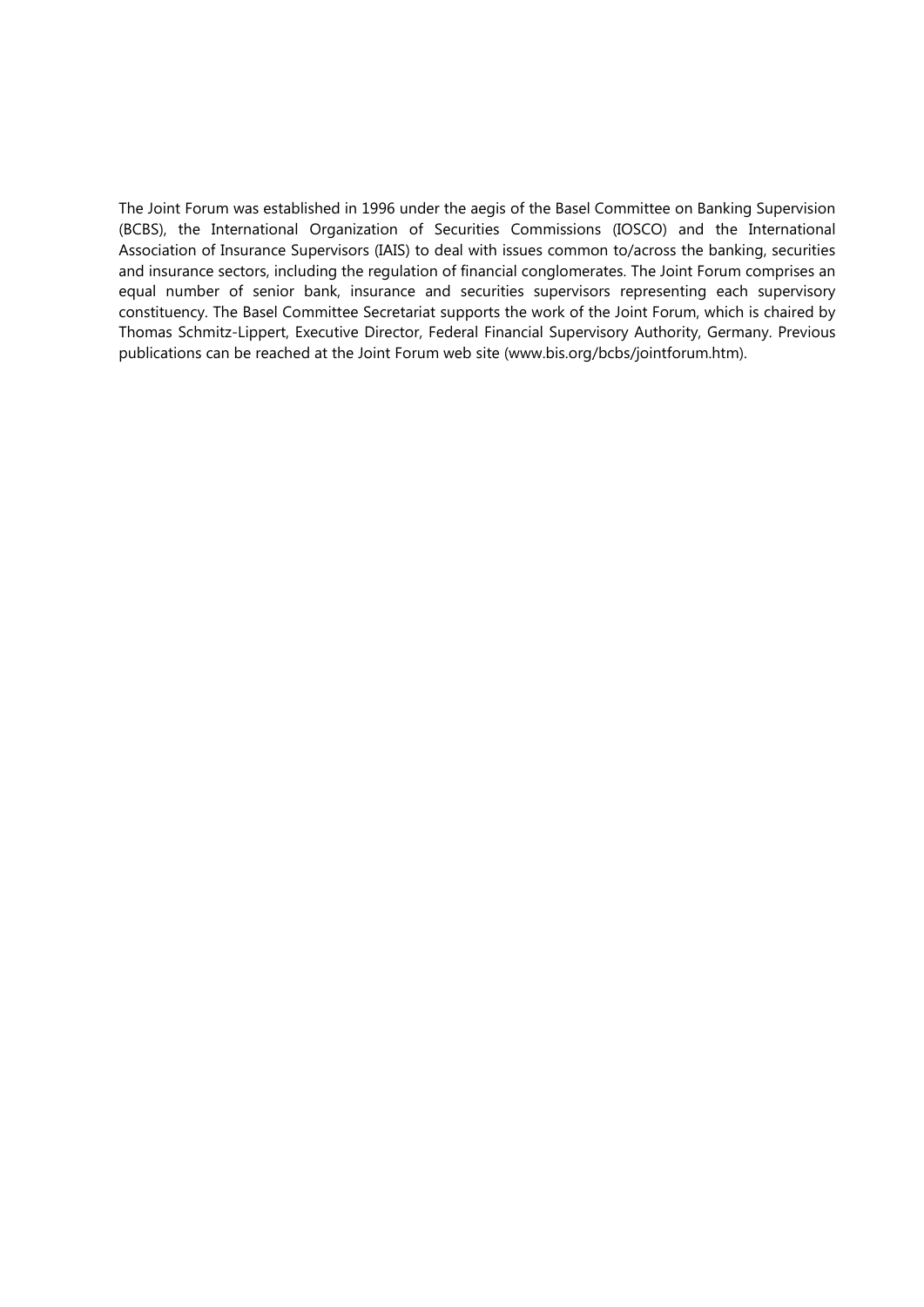The Joint Forum was established in 1996 under the aegis of the Basel Committee on Banking Supervision (BCBS), the International Organization of Securities Commissions (IOSCO) and the International Association of Insurance Supervisors (IAIS) to deal with issues common to/across the banking, securities and insurance sectors, including the regulation of financial conglomerates. The Joint Forum comprises an equal number of senior bank, insurance and securities supervisors representing each supervisory constituency. The Basel Committee Secretariat supports the work of the Joint Forum, which is chaired by Thomas Schmitz-Lippert, Executive Director, Federal Financial Supervisory Authority, Germany. Previous publications can be reached at the Joint Forum web site (www.bis.org/bcbs/jointforum.htm).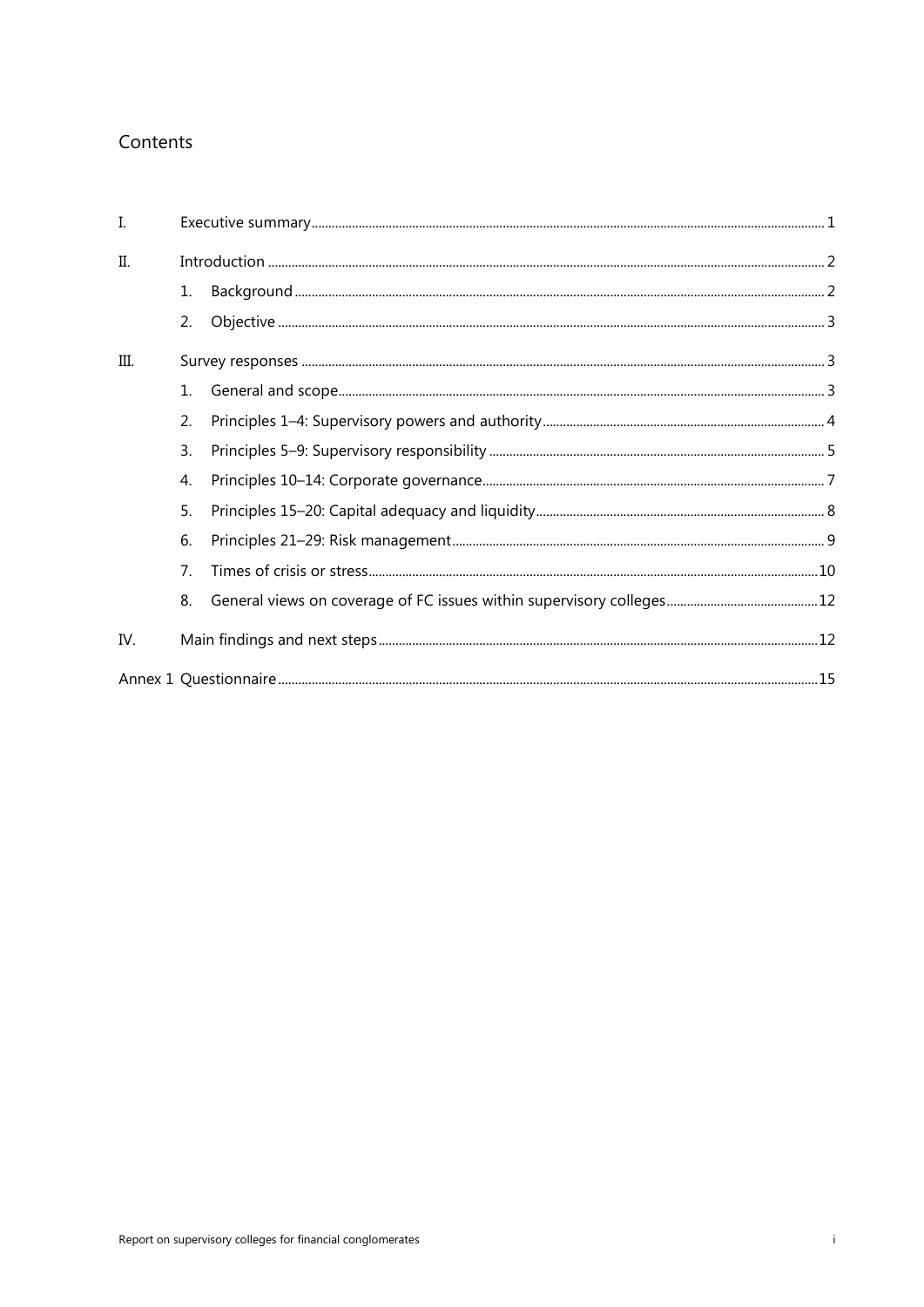## Contents

| | | |
|---|---|---|
| I. | Executive summary | 1 |
| II. | Introduction | 2 |
| | 1. Background | 2 |
| | 2. Objective | 3 |
| III. | Survey responses | 3 |
| | 1. General and scope | 3 |
| | 2. Principles 1–4: Supervisory powers and authority | 4 |
| | 3. Principles 5–9: Supervisory responsibility | 5 |
| | 4. Principles 10–14: Corporate governance | 7 |
| | 5. Principles 15–20: Capital adequacy and liquidity | 8 |
| | 6. Principles 21–29: Risk management | 9 |
| | 7. Times of crisis or stress | 10 |
| | 8. General views on coverage of FC issues within supervisory colleges | 12 |
| IV. | Main findings and next steps | 12 |
| Annex 1 | Questionnaire | 15 |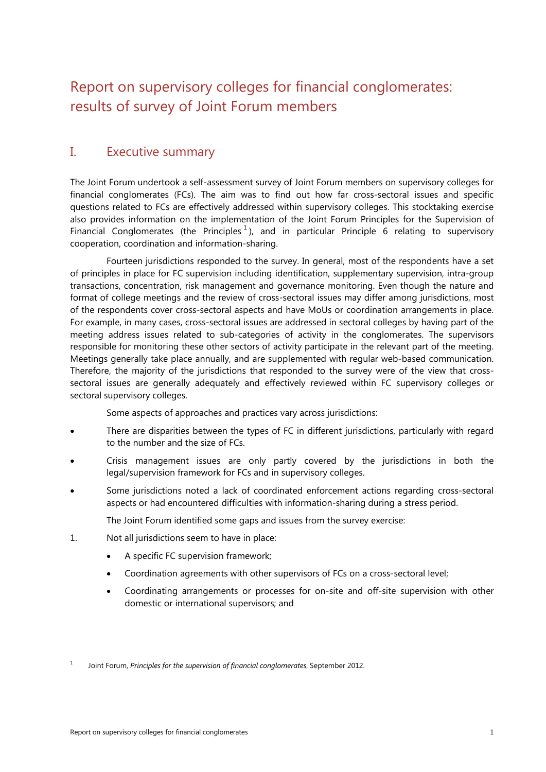# Report on supervisory colleges for financial conglomerates: results of survey of Joint Forum members

## I. Executive summary

The Joint Forum undertook a self-assessment survey of Joint Forum members on supervisory colleges for financial conglomerates (FCs). The aim was to find out how far cross-sectoral issues and specific questions related to FCs are effectively addressed within supervisory colleges. This stocktaking exercise also provides information on the implementation of the Joint Forum Principles for the Supervision of Financial Conglomerates (the Principles[1]), and in particular Principle 6 relating to supervisory cooperation, coordination and information-sharing.

Fourteen jurisdictions responded to the survey. In general, most of the respondents have a set of principles in place for FC supervision including identification, supplementary supervision, intra-group transactions, concentration, risk management and governance monitoring. Even though the nature and format of college meetings and the review of cross-sectoral issues may differ among jurisdictions, most of the respondents cover cross-sectoral aspects and have MoUs or coordination arrangements in place. For example, in many cases, cross-sectoral issues are addressed in sectoral colleges by having part of the meeting address issues related to sub-categories of activity in the conglomerates. The supervisors responsible for monitoring these other sectors of activity participate in the relevant part of the meeting. Meetings generally take place annually, and are supplemented with regular web-based communication. Therefore, the majority of the jurisdictions that responded to the survey were of the view that cross-sectoral issues are generally adequately and effectively reviewed within FC supervisory colleges or sectoral supervisory colleges.

Some aspects of approaches and practices vary across jurisdictions:

- There are disparities between the types of FC in different jurisdictions, particularly with regard to the number and the size of FCs.
- Crisis management issues are only partly covered by the jurisdictions in both the legal/supervision framework for FCs and in supervisory colleges.
- Some jurisdictions noted a lack of coordinated enforcement actions regarding cross-sectoral aspects or had encountered difficulties with information-sharing during a stress period.

The Joint Forum identified some gaps and issues from the survey exercise:

1. Not all jurisdictions seem to have in place:
    - A specific FC supervision framework;
    - Coordination agreements with other supervisors of FCs on a cross-sectoral level;
    - Coordinating arrangements or processes for on-site and off-site supervision with other domestic or international supervisors; and

[1] Joint Forum, *Principles for the supervision of financial conglomerates*, September 2012.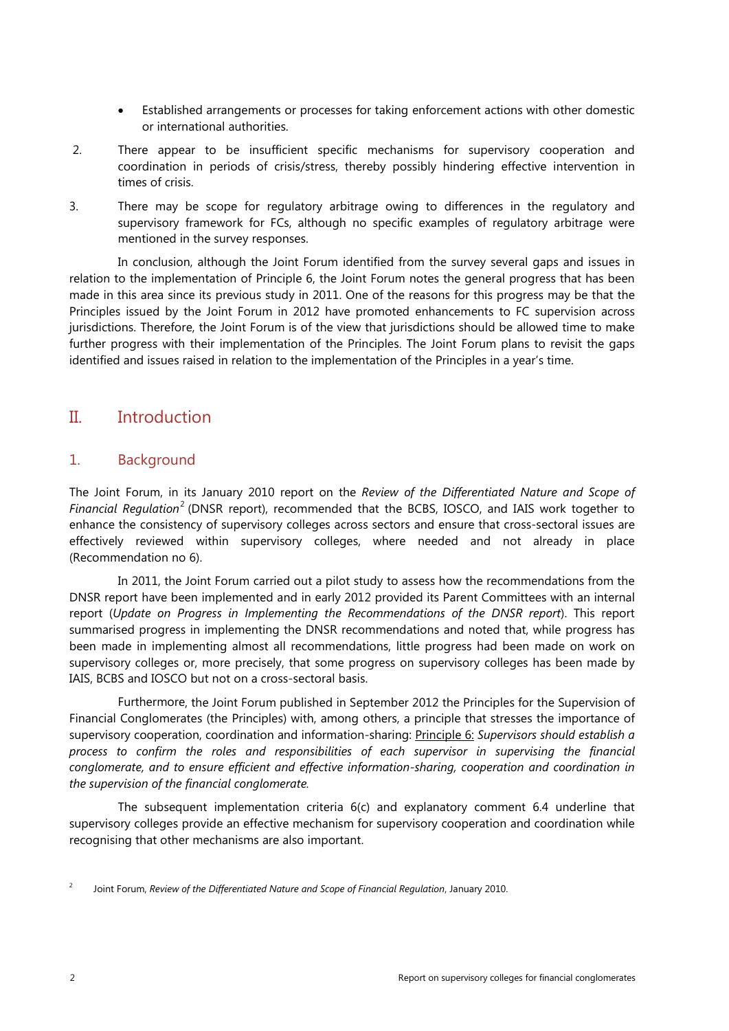- Established arrangements or processes for taking enforcement actions with other domestic or international authorities.

2. There appear to be insufficient specific mechanisms for supervisory cooperation and coordination in periods of crisis/stress, thereby possibly hindering effective intervention in times of crisis.

3. There may be scope for regulatory arbitrage owing to differences in the regulatory and supervisory framework for FCs, although no specific examples of regulatory arbitrage were mentioned in the survey responses.

In conclusion, although the Joint Forum identified from the survey several gaps and issues in relation to the implementation of Principle 6, the Joint Forum notes the general progress that has been made in this area since its previous study in 2011. One of the reasons for this progress may be that the Principles issued by the Joint Forum in 2012 have promoted enhancements to FC supervision across jurisdictions. Therefore, the Joint Forum is of the view that jurisdictions should be allowed time to make further progress with their implementation of the Principles. The Joint Forum plans to revisit the gaps identified and issues raised in relation to the implementation of the Principles in a year's time.

# II. Introduction

## 1. Background

The Joint Forum, in its January 2010 report on the *Review of the Differentiated Nature and Scope of Financial Regulation*[2] (DNSR report), recommended that the BCBS, IOSCO, and IAIS work together to enhance the consistency of supervisory colleges across sectors and ensure that cross-sectoral issues are effectively reviewed within supervisory colleges, where needed and not already in place (Recommendation no 6).

In 2011, the Joint Forum carried out a pilot study to assess how the recommendations from the DNSR report have been implemented and in early 2012 provided its Parent Committees with an internal report (*Update on Progress in Implementing the Recommendations of the DNSR report*). This report summarised progress in implementing the DNSR recommendations and noted that, while progress has been made in implementing almost all recommendations, little progress had been made on work on supervisory colleges or, more precisely, that some progress on supervisory colleges has been made by IAIS, BCBS and IOSCO but not on a cross-sectoral basis.

Furthermore, the Joint Forum published in September 2012 the Principles for the Supervision of Financial Conglomerates (the Principles) with, among others, a principle that stresses the importance of supervisory cooperation, coordination and information-sharing: Principle 6: *Supervisors should establish a process to confirm the roles and responsibilities of each supervisor in supervising the financial conglomerate, and to ensure efficient and effective information-sharing, cooperation and coordination in the supervision of the financial conglomerate.*

The subsequent implementation criteria 6(c) and explanatory comment 6.4 underline that supervisory colleges provide an effective mechanism for supervisory cooperation and coordination while recognising that other mechanisms are also important.

[2] Joint Forum, *Review of the Differentiated Nature and Scope of Financial Regulation*, January 2010.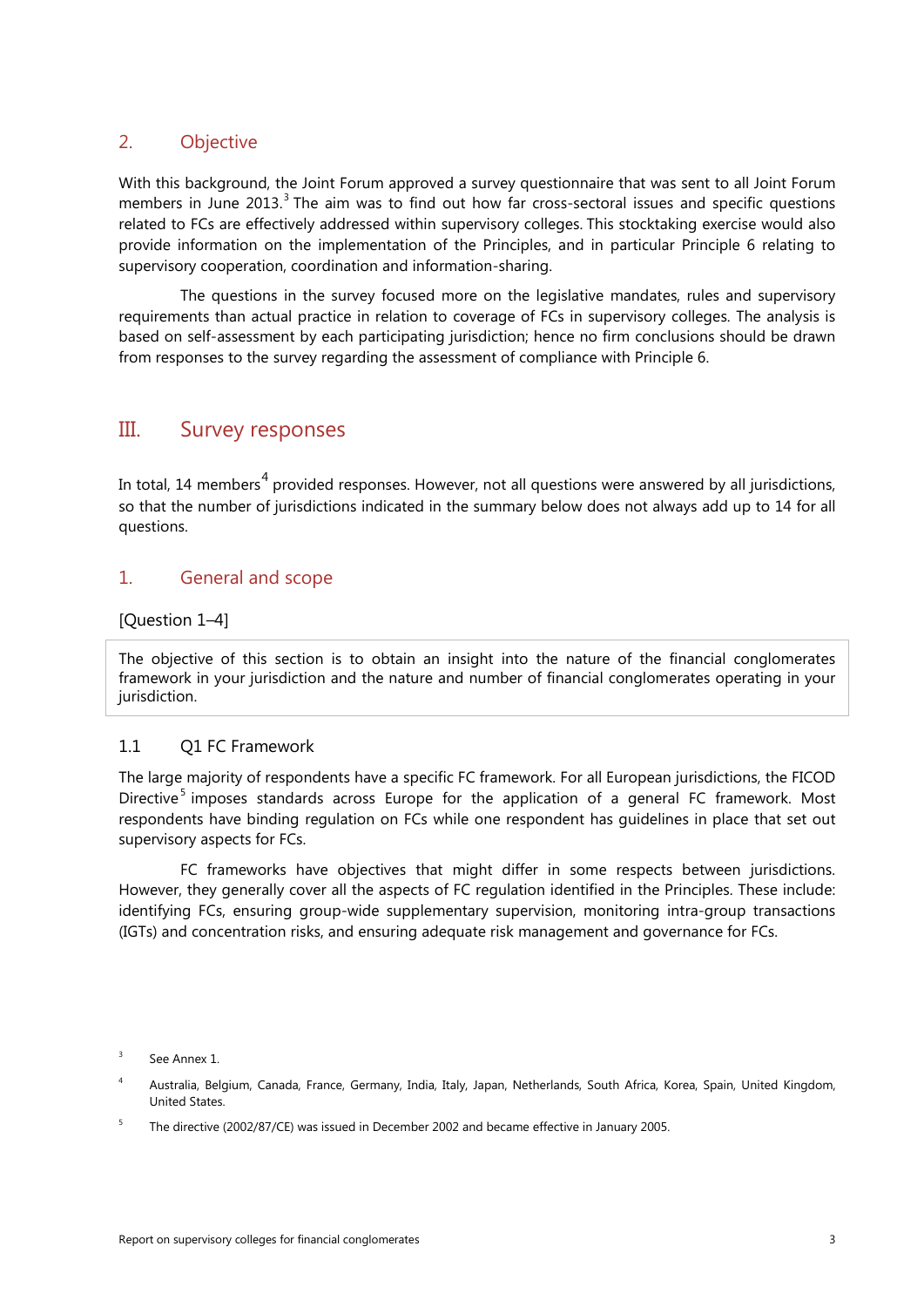## 2. Objective

With this background, the Joint Forum approved a survey questionnaire that was sent to all Joint Forum members in June 2013.[3] The aim was to find out how far cross-sectoral issues and specific questions related to FCs are effectively addressed within supervisory colleges. This stocktaking exercise would also provide information on the implementation of the Principles, and in particular Principle 6 relating to supervisory cooperation, coordination and information-sharing.

The questions in the survey focused more on the legislative mandates, rules and supervisory requirements than actual practice in relation to coverage of FCs in supervisory colleges. The analysis is based on self-assessment by each participating jurisdiction; hence no firm conclusions should be drawn from responses to the survey regarding the assessment of compliance with Principle 6.

# III. Survey responses

In total, 14 members[4] provided responses. However, not all questions were answered by all jurisdictions, so that the number of jurisdictions indicated in the summary below does not always add up to 14 for all questions.

## 1. General and scope

[Question 1–4]

> The objective of this section is to obtain an insight into the nature of the financial conglomerates framework in your jurisdiction and the nature and number of financial conglomerates operating in your jurisdiction.

### 1.1 Q1 FC Framework

The large majority of respondents have a specific FC framework. For all European jurisdictions, the FICOD Directive[5] imposes standards across Europe for the application of a general FC framework. Most respondents have binding regulation on FCs while one respondent has guidelines in place that set out supervisory aspects for FCs.

FC frameworks have objectives that might differ in some respects between jurisdictions. However, they generally cover all the aspects of FC regulation identified in the Principles. These include: identifying FCs, ensuring group-wide supplementary supervision, monitoring intra-group transactions (IGTs) and concentration risks, and ensuring adequate risk management and governance for FCs.

---

[3] See Annex 1.

[4] Australia, Belgium, Canada, France, Germany, India, Italy, Japan, Netherlands, South Africa, Korea, Spain, United Kingdom, United States.

[5] The directive (2002/87/CE) was issued in December 2002 and became effective in January 2005.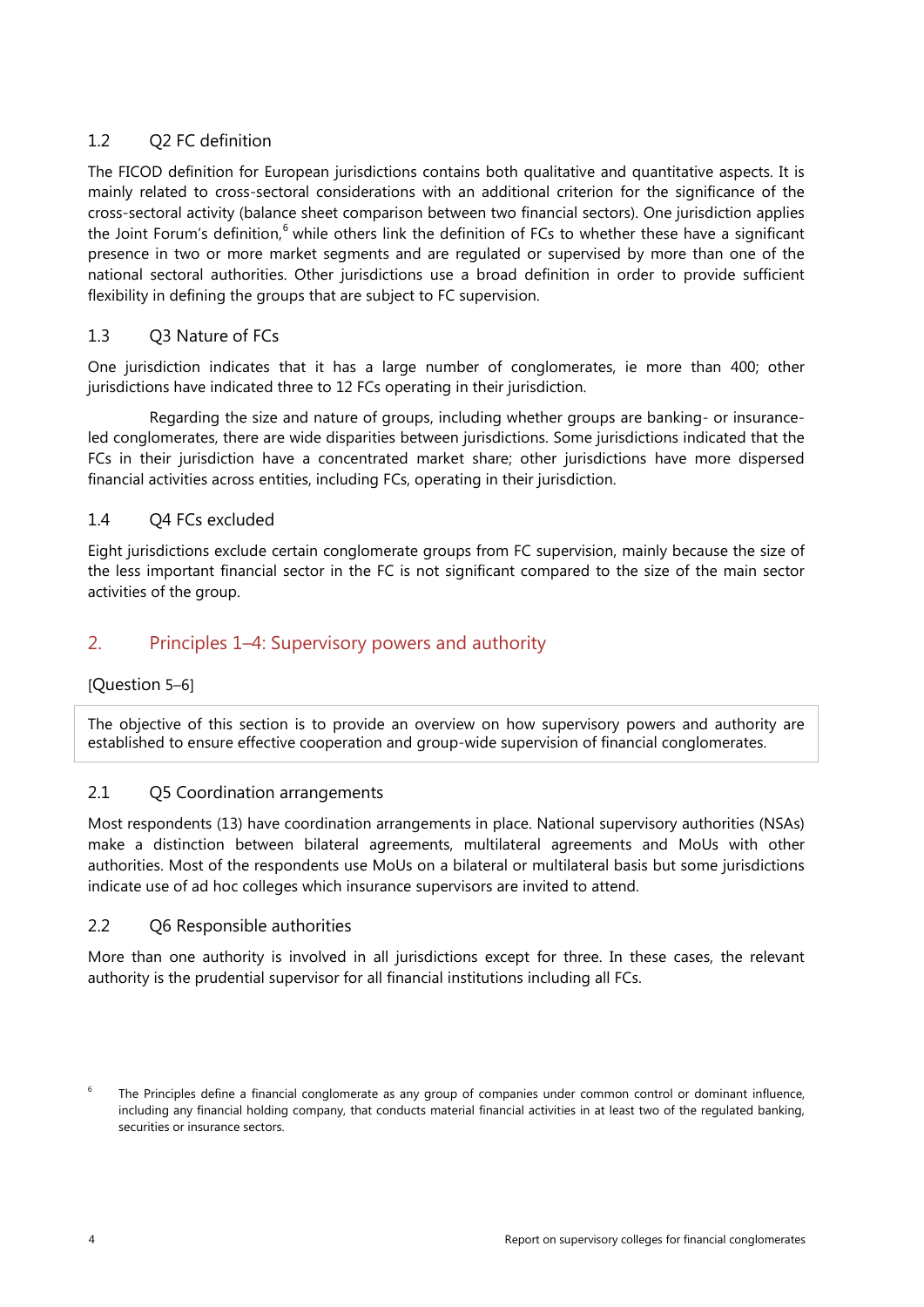### 1.2 Q2 FC definition

The FICOD definition for European jurisdictions contains both qualitative and quantitative aspects. It is mainly related to cross-sectoral considerations with an additional criterion for the significance of the cross-sectoral activity (balance sheet comparison between two financial sectors). One jurisdiction applies the Joint Forum's definition,[6] while others link the definition of FCs to whether these have a significant presence in two or more market segments and are regulated or supervised by more than one of the national sectoral authorities. Other jurisdictions use a broad definition in order to provide sufficient flexibility in defining the groups that are subject to FC supervision.

### 1.3 Q3 Nature of FCs

One jurisdiction indicates that it has a large number of conglomerates, ie more than 400; other jurisdictions have indicated three to 12 FCs operating in their jurisdiction.

Regarding the size and nature of groups, including whether groups are banking- or insurance-led conglomerates, there are wide disparities between jurisdictions. Some jurisdictions indicated that the FCs in their jurisdiction have a concentrated market share; other jurisdictions have more dispersed financial activities across entities, including FCs, operating in their jurisdiction.

### 1.4 Q4 FCs excluded

Eight jurisdictions exclude certain conglomerate groups from FC supervision, mainly because the size of the less important financial sector in the FC is not significant compared to the size of the main sector activities of the group.

## 2. Principles 1–4: Supervisory powers and authority

[Question 5–6]

The objective of this section is to provide an overview on how supervisory powers and authority are established to ensure effective cooperation and group-wide supervision of financial conglomerates.

### 2.1 Q5 Coordination arrangements

Most respondents (13) have coordination arrangements in place. National supervisory authorities (NSAs) make a distinction between bilateral agreements, multilateral agreements and MoUs with other authorities. Most of the respondents use MoUs on a bilateral or multilateral basis but some jurisdictions indicate use of ad hoc colleges which insurance supervisors are invited to attend.

### 2.2 Q6 Responsible authorities

More than one authority is involved in all jurisdictions except for three. In these cases, the relevant authority is the prudential supervisor for all financial institutions including all FCs.

[6] The Principles define a financial conglomerate as any group of companies under common control or dominant influence, including any financial holding company, that conducts material financial activities in at least two of the regulated banking, securities or insurance sectors.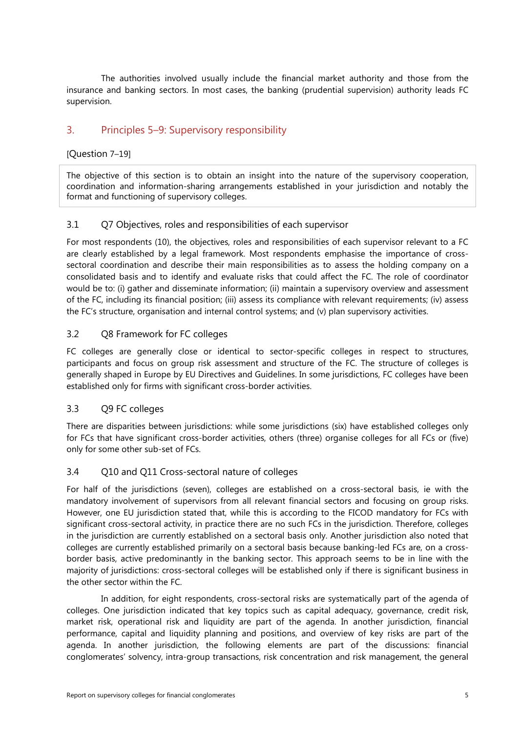The authorities involved usually include the financial market authority and those from the insurance and banking sectors. In most cases, the banking (prudential supervision) authority leads FC supervision.

## 3. Principles 5–9: Supervisory responsibility

[Question 7–19]

> The objective of this section is to obtain an insight into the nature of the supervisory cooperation, coordination and information-sharing arrangements established in your jurisdiction and notably the format and functioning of supervisory colleges.

### 3.1 Q7 Objectives, roles and responsibilities of each supervisor

For most respondents (10), the objectives, roles and responsibilities of each supervisor relevant to a FC are clearly established by a legal framework. Most respondents emphasise the importance of cross-sectoral coordination and describe their main responsibilities as to assess the holding company on a consolidated basis and to identify and evaluate risks that could affect the FC. The role of coordinator would be to: (i) gather and disseminate information; (ii) maintain a supervisory overview and assessment of the FC, including its financial position; (iii) assess its compliance with relevant requirements; (iv) assess the FC's structure, organisation and internal control systems; and (v) plan supervisory activities.

### 3.2 Q8 Framework for FC colleges

FC colleges are generally close or identical to sector-specific colleges in respect to structures, participants and focus on group risk assessment and structure of the FC. The structure of colleges is generally shaped in Europe by EU Directives and Guidelines. In some jurisdictions, FC colleges have been established only for firms with significant cross-border activities.

### 3.3 Q9 FC colleges

There are disparities between jurisdictions: while some jurisdictions (six) have established colleges only for FCs that have significant cross-border activities, others (three) organise colleges for all FCs or (five) only for some other sub-set of FCs.

### 3.4 Q10 and Q11 Cross-sectoral nature of colleges

For half of the jurisdictions (seven), colleges are established on a cross-sectoral basis, ie with the mandatory involvement of supervisors from all relevant financial sectors and focusing on group risks. However, one EU jurisdiction stated that, while this is according to the FICOD mandatory for FCs with significant cross-sectoral activity, in practice there are no such FCs in the jurisdiction. Therefore, colleges in the jurisdiction are currently established on a sectoral basis only. Another jurisdiction also noted that colleges are currently established primarily on a sectoral basis because banking-led FCs are, on a cross-border basis, active predominantly in the banking sector. This approach seems to be in line with the majority of jurisdictions: cross-sectoral colleges will be established only if there is significant business in the other sector within the FC.

In addition, for eight respondents, cross-sectoral risks are systematically part of the agenda of colleges. One jurisdiction indicated that key topics such as capital adequacy, governance, credit risk, market risk, operational risk and liquidity are part of the agenda. In another jurisdiction, financial performance, capital and liquidity planning and positions, and overview of key risks are part of the agenda. In another jurisdiction, the following elements are part of the discussions: financial conglomerates' solvency, intra-group transactions, risk concentration and risk management, the general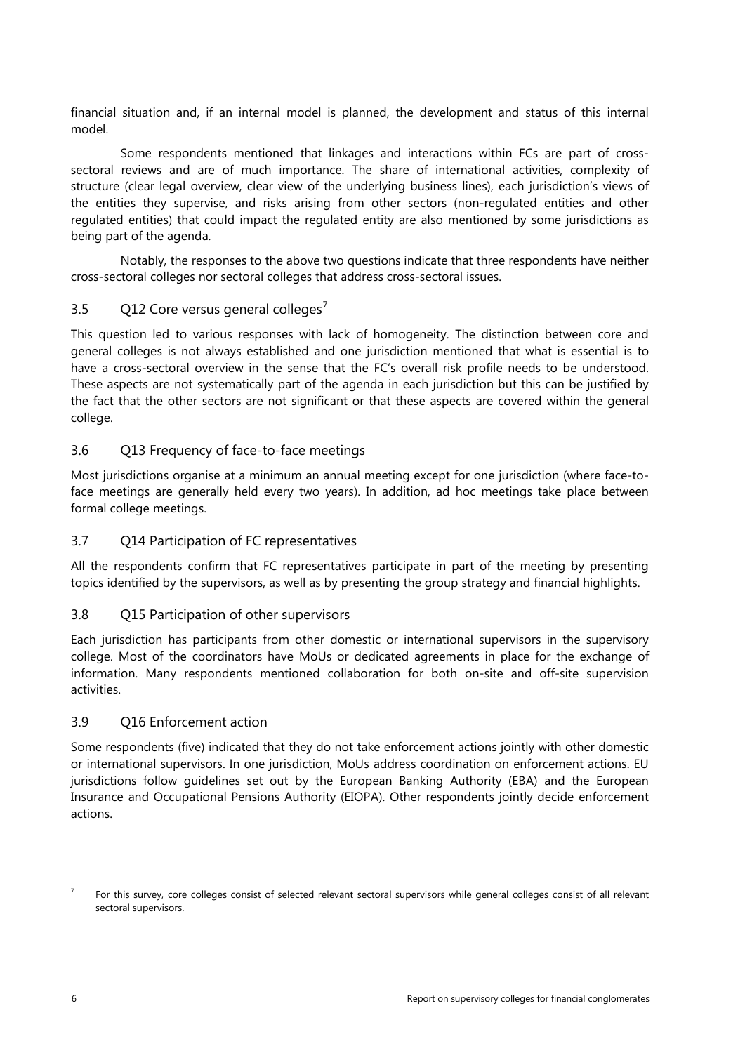financial situation and, if an internal model is planned, the development and status of this internal model.

Some respondents mentioned that linkages and interactions within FCs are part of cross-sectoral reviews and are of much importance. The share of international activities, complexity of structure (clear legal overview, clear view of the underlying business lines), each jurisdiction's views of the entities they supervise, and risks arising from other sectors (non-regulated entities and other regulated entities) that could impact the regulated entity are also mentioned by some jurisdictions as being part of the agenda.

Notably, the responses to the above two questions indicate that three respondents have neither cross-sectoral colleges nor sectoral colleges that address cross-sectoral issues.

## 3.5 Q12 Core versus general colleges[7]

This question led to various responses with lack of homogeneity. The distinction between core and general colleges is not always established and one jurisdiction mentioned that what is essential is to have a cross-sectoral overview in the sense that the FC's overall risk profile needs to be understood. These aspects are not systematically part of the agenda in each jurisdiction but this can be justified by the fact that the other sectors are not significant or that these aspects are covered within the general college.

## 3.6 Q13 Frequency of face-to-face meetings

Most jurisdictions organise at a minimum an annual meeting except for one jurisdiction (where face-to-face meetings are generally held every two years). In addition, ad hoc meetings take place between formal college meetings.

## 3.7 Q14 Participation of FC representatives

All the respondents confirm that FC representatives participate in part of the meeting by presenting topics identified by the supervisors, as well as by presenting the group strategy and financial highlights.

## 3.8 Q15 Participation of other supervisors

Each jurisdiction has participants from other domestic or international supervisors in the supervisory college. Most of the coordinators have MoUs or dedicated agreements in place for the exchange of information. Many respondents mentioned collaboration for both on-site and off-site supervision activities.

## 3.9 Q16 Enforcement action

Some respondents (five) indicated that they do not take enforcement actions jointly with other domestic or international supervisors. In one jurisdiction, MoUs address coordination on enforcement actions. EU jurisdictions follow guidelines set out by the European Banking Authority (EBA) and the European Insurance and Occupational Pensions Authority (EIOPA). Other respondents jointly decide enforcement actions.

---

[7] For this survey, core colleges consist of selected relevant sectoral supervisors while general colleges consist of all relevant sectoral supervisors.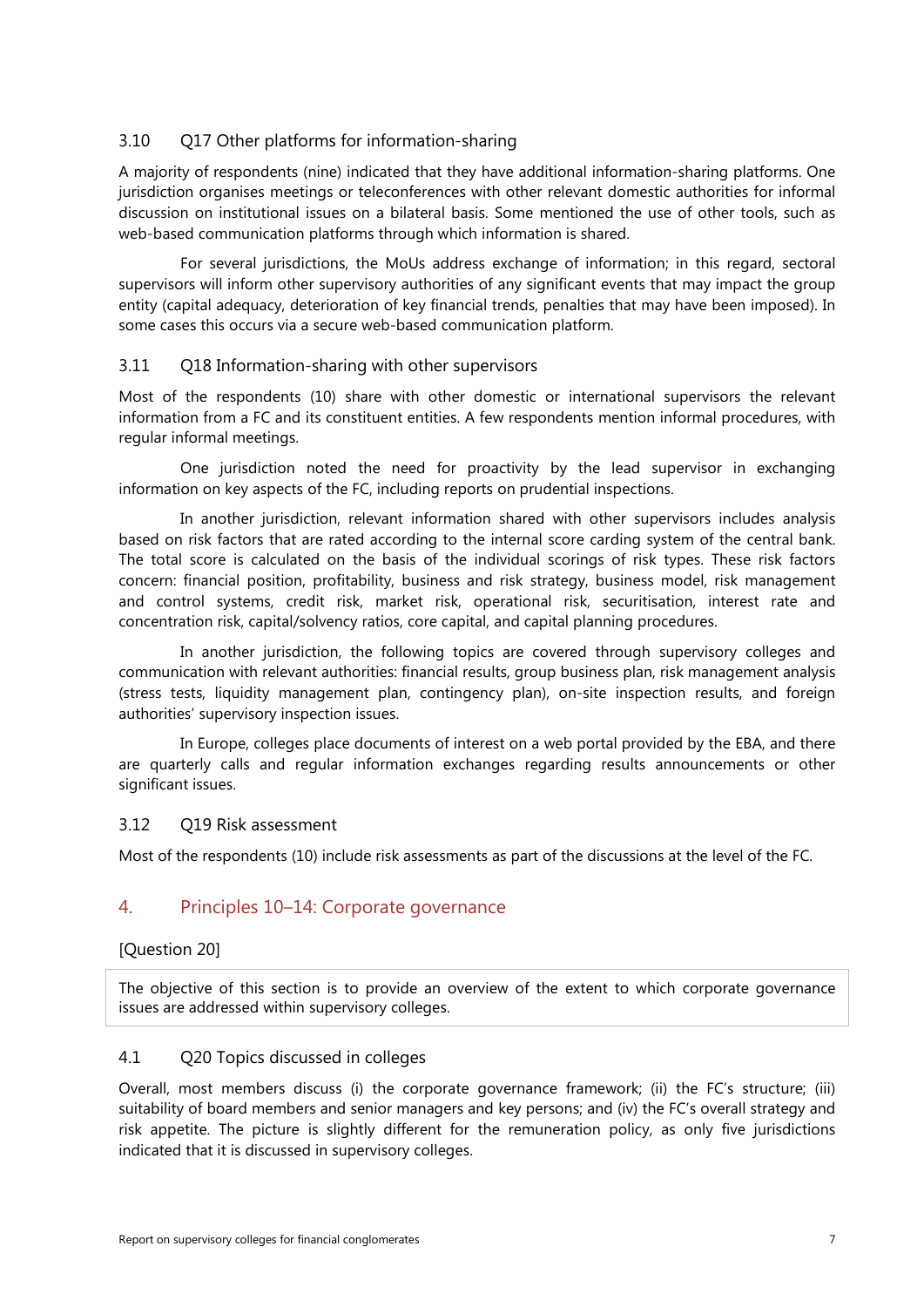### 3.10 Q17 Other platforms for information-sharing

A majority of respondents (nine) indicated that they have additional information-sharing platforms. One jurisdiction organises meetings or teleconferences with other relevant domestic authorities for informal discussion on institutional issues on a bilateral basis. Some mentioned the use of other tools, such as web-based communication platforms through which information is shared.

For several jurisdictions, the MoUs address exchange of information; in this regard, sectoral supervisors will inform other supervisory authorities of any significant events that may impact the group entity (capital adequacy, deterioration of key financial trends, penalties that may have been imposed). In some cases this occurs via a secure web-based communication platform.

### 3.11 Q18 Information-sharing with other supervisors

Most of the respondents (10) share with other domestic or international supervisors the relevant information from a FC and its constituent entities. A few respondents mention informal procedures, with regular informal meetings.

One jurisdiction noted the need for proactivity by the lead supervisor in exchanging information on key aspects of the FC, including reports on prudential inspections.

In another jurisdiction, relevant information shared with other supervisors includes analysis based on risk factors that are rated according to the internal score carding system of the central bank. The total score is calculated on the basis of the individual scorings of risk types. These risk factors concern: financial position, profitability, business and risk strategy, business model, risk management and control systems, credit risk, market risk, operational risk, securitisation, interest rate and concentration risk, capital/solvency ratios, core capital, and capital planning procedures.

In another jurisdiction, the following topics are covered through supervisory colleges and communication with relevant authorities: financial results, group business plan, risk management analysis (stress tests, liquidity management plan, contingency plan), on-site inspection results, and foreign authorities' supervisory inspection issues.

In Europe, colleges place documents of interest on a web portal provided by the EBA, and there are quarterly calls and regular information exchanges regarding results announcements or other significant issues.

### 3.12 Q19 Risk assessment

Most of the respondents (10) include risk assessments as part of the discussions at the level of the FC.

## 4. Principles 10–14: Corporate governance

[Question 20]

> The objective of this section is to provide an overview of the extent to which corporate governance issues are addressed within supervisory colleges.

### 4.1 Q20 Topics discussed in colleges

Overall, most members discuss (i) the corporate governance framework; (ii) the FC's structure; (iii) suitability of board members and senior managers and key persons; and (iv) the FC's overall strategy and risk appetite. The picture is slightly different for the remuneration policy, as only five jurisdictions indicated that it is discussed in supervisory colleges.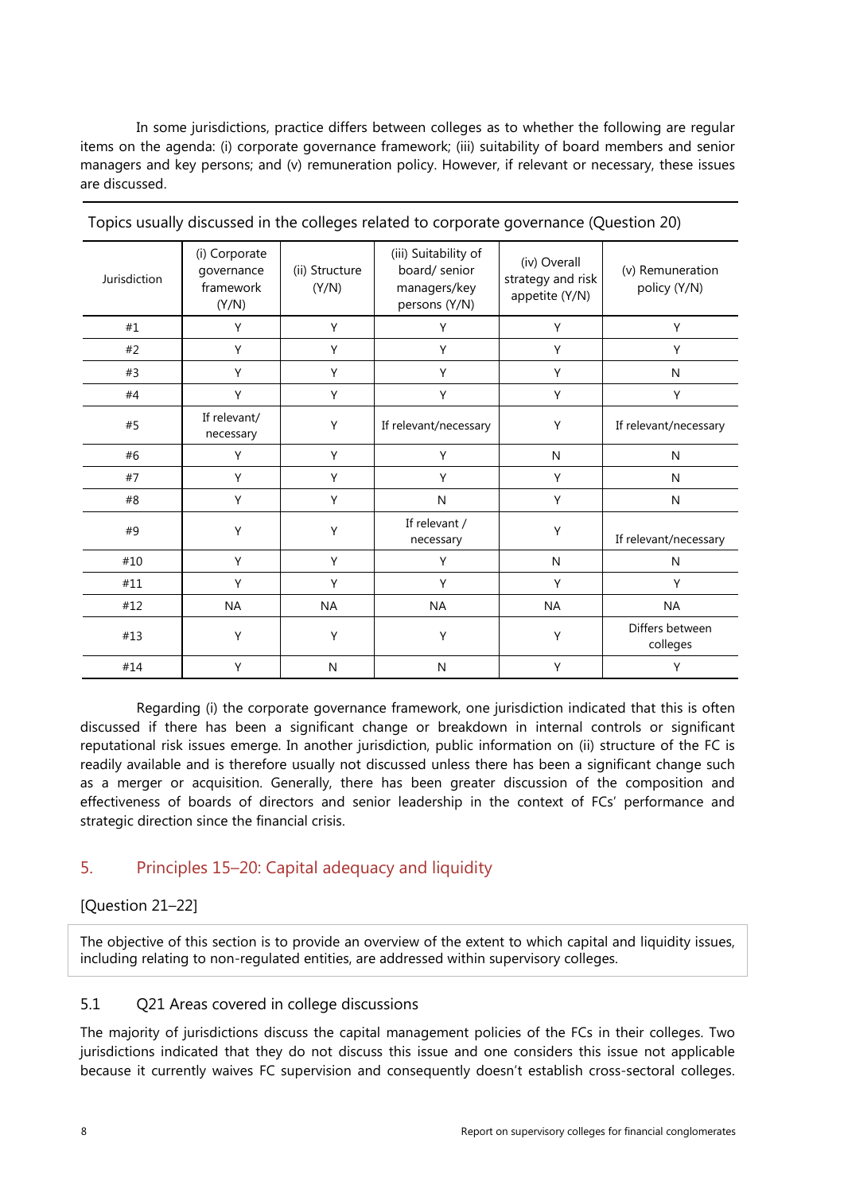In some jurisdictions, practice differs between colleges as to whether the following are regular items on the agenda: (i) corporate governance framework; (iii) suitability of board members and senior managers and key persons; and (v) remuneration policy. However, if relevant or necessary, these issues are discussed.

Topics usually discussed in the colleges related to corporate governance (Question 20)

| Jurisdiction | (i) Corporate governance framework (Y/N) | (ii) Structure (Y/N) | (iii) Suitability of board/ senior managers/key persons (Y/N) | (iv) Overall strategy and risk appetite (Y/N) | (v) Remuneration policy (Y/N) |
|---|---|---|---|---|---|
| #1 | Y | Y | Y | Y | Y |
| #2 | Y | Y | Y | Y | Y |
| #3 | Y | Y | Y | Y | N |
| #4 | Y | Y | Y | Y | Y |
| #5 | If relevant/ necessary | Y | If relevant/necessary | Y | If relevant/necessary |
| #6 | Y | Y | Y | N | N |
| #7 | Y | Y | Y | Y | N |
| #8 | Y | Y | N | Y | N |
| #9 | Y | Y | If relevant / necessary | Y | If relevant/necessary |
| #10 | Y | Y | Y | N | N |
| #11 | Y | Y | Y | Y | Y |
| #12 | NA | NA | NA | NA | NA |
| #13 | Y | Y | Y | Y | Differs between colleges |
| #14 | Y | N | N | Y | Y |

Regarding (i) the corporate governance framework, one jurisdiction indicated that this is often discussed if there has been a significant change or breakdown in internal controls or significant reputational risk issues emerge. In another jurisdiction, public information on (ii) structure of the FC is readily available and is therefore usually not discussed unless there has been a significant change such as a merger or acquisition. Generally, there has been greater discussion of the composition and effectiveness of boards of directors and senior leadership in the context of FCs' performance and strategic direction since the financial crisis.

## 5. Principles 15–20: Capital adequacy and liquidity

[Question 21–22]

The objective of this section is to provide an overview of the extent to which capital and liquidity issues, including relating to non-regulated entities, are addressed within supervisory colleges.

### 5.1 Q21 Areas covered in college discussions

The majority of jurisdictions discuss the capital management policies of the FCs in their colleges. Two jurisdictions indicated that they do not discuss this issue and one considers this issue not applicable because it currently waives FC supervision and consequently doesn't establish cross-sectoral colleges.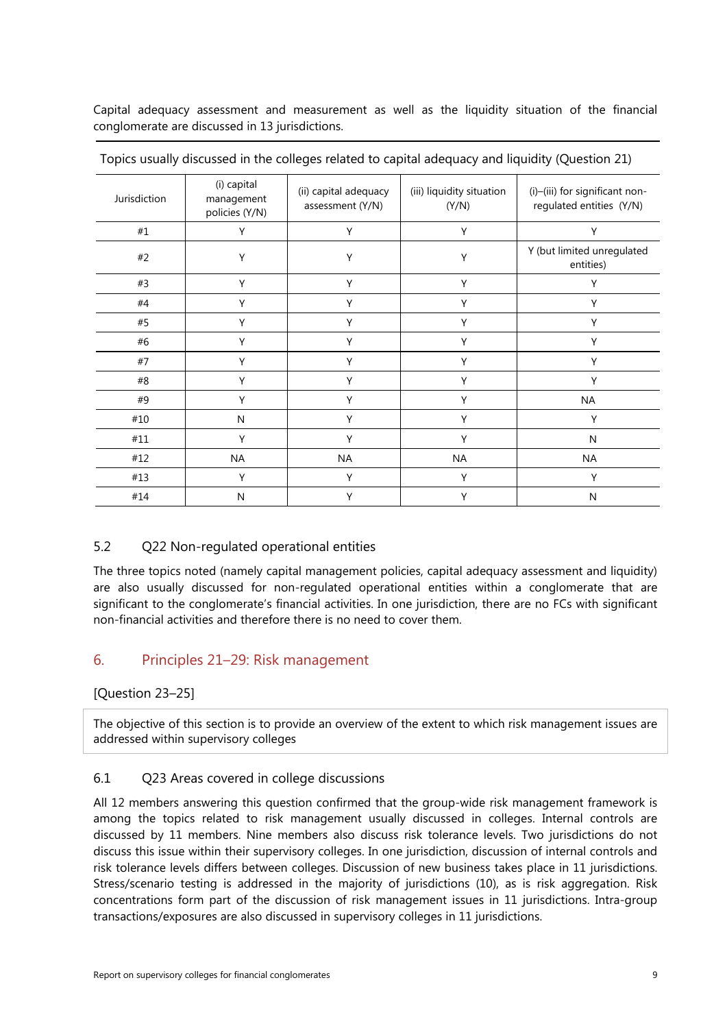Capital adequacy assessment and measurement as well as the liquidity situation of the financial conglomerate are discussed in 13 jurisdictions.

Topics usually discussed in the colleges related to capital adequacy and liquidity (Question 21)

| Jurisdiction | (i) capital management policies (Y/N) | (ii) capital adequacy assessment (Y/N) | (iii) liquidity situation (Y/N) | (i)–(iii) for significant non-regulated entities (Y/N) |
|---|---|---|---|---|
| #1 | Y | Y | Y | Y |
| #2 | Y | Y | Y | Y (but limited unregulated entities) |
| #3 | Y | Y | Y | Y |
| #4 | Y | Y | Y | Y |
| #5 | Y | Y | Y | Y |
| #6 | Y | Y | Y | Y |
| #7 | Y | Y | Y | Y |
| #8 | Y | Y | Y | Y |
| #9 | Y | Y | Y | NA |
| #10 | N | Y | Y | Y |
| #11 | Y | Y | Y | N |
| #12 | NA | NA | NA | NA |
| #13 | Y | Y | Y | Y |
| #14 | N | Y | Y | N |

### 5.2 Q22 Non-regulated operational entities

The three topics noted (namely capital management policies, capital adequacy assessment and liquidity) are also usually discussed for non-regulated operational entities within a conglomerate that are significant to the conglomerate's financial activities. In one jurisdiction, there are no FCs with significant non-financial activities and therefore there is no need to cover them.

## 6. Principles 21–29: Risk management

[Question 23–25]

The objective of this section is to provide an overview of the extent to which risk management issues are addressed within supervisory colleges

### 6.1 Q23 Areas covered in college discussions

All 12 members answering this question confirmed that the group-wide risk management framework is among the topics related to risk management usually discussed in colleges. Internal controls are discussed by 11 members. Nine members also discuss risk tolerance levels. Two jurisdictions do not discuss this issue within their supervisory colleges. In one jurisdiction, discussion of internal controls and risk tolerance levels differs between colleges. Discussion of new business takes place in 11 jurisdictions. Stress/scenario testing is addressed in the majority of jurisdictions (10), as is risk aggregation. Risk concentrations form part of the discussion of risk management issues in 11 jurisdictions. Intra-group transactions/exposures are also discussed in supervisory colleges in 11 jurisdictions.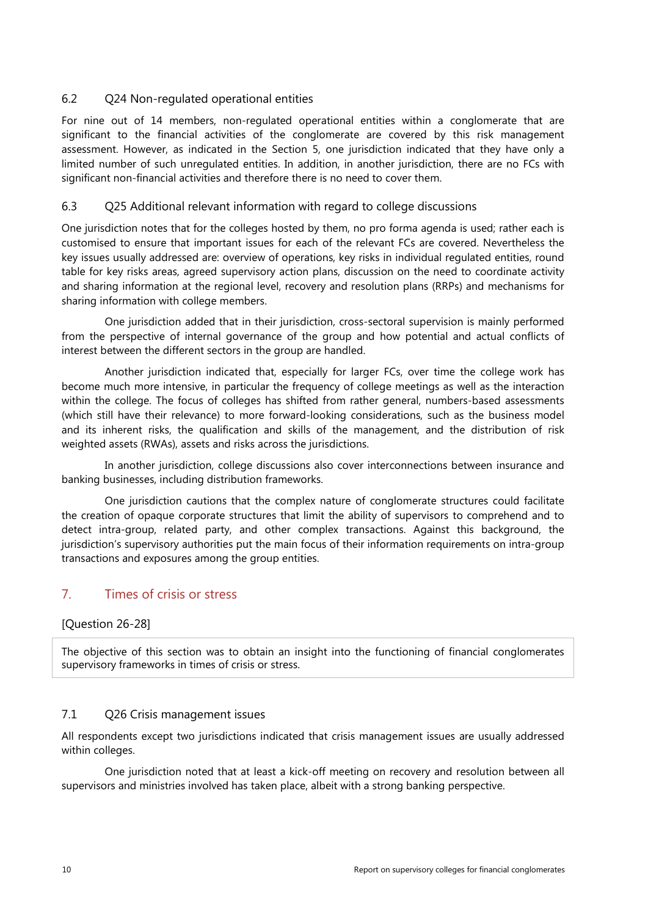### 6.2 Q24 Non-regulated operational entities

For nine out of 14 members, non-regulated operational entities within a conglomerate that are significant to the financial activities of the conglomerate are covered by this risk management assessment. However, as indicated in the Section 5, one jurisdiction indicated that they have only a limited number of such unregulated entities. In addition, in another jurisdiction, there are no FCs with significant non-financial activities and therefore there is no need to cover them.

### 6.3 Q25 Additional relevant information with regard to college discussions

One jurisdiction notes that for the colleges hosted by them, no pro forma agenda is used; rather each is customised to ensure that important issues for each of the relevant FCs are covered. Nevertheless the key issues usually addressed are: overview of operations, key risks in individual regulated entities, round table for key risks areas, agreed supervisory action plans, discussion on the need to coordinate activity and sharing information at the regional level, recovery and resolution plans (RRPs) and mechanisms for sharing information with college members.

One jurisdiction added that in their jurisdiction, cross-sectoral supervision is mainly performed from the perspective of internal governance of the group and how potential and actual conflicts of interest between the different sectors in the group are handled.

Another jurisdiction indicated that, especially for larger FCs, over time the college work has become much more intensive, in particular the frequency of college meetings as well as the interaction within the college. The focus of colleges has shifted from rather general, numbers-based assessments (which still have their relevance) to more forward-looking considerations, such as the business model and its inherent risks, the qualification and skills of the management, and the distribution of risk weighted assets (RWAs), assets and risks across the jurisdictions.

In another jurisdiction, college discussions also cover interconnections between insurance and banking businesses, including distribution frameworks.

One jurisdiction cautions that the complex nature of conglomerate structures could facilitate the creation of opaque corporate structures that limit the ability of supervisors to comprehend and to detect intra-group, related party, and other complex transactions. Against this background, the jurisdiction's supervisory authorities put the main focus of their information requirements on intra-group transactions and exposures among the group entities.

## 7. Times of crisis or stress

[Question 26-28]

The objective of this section was to obtain an insight into the functioning of financial conglomerates supervisory frameworks in times of crisis or stress.

### 7.1 Q26 Crisis management issues

All respondents except two jurisdictions indicated that crisis management issues are usually addressed within colleges.

One jurisdiction noted that at least a kick-off meeting on recovery and resolution between all supervisors and ministries involved has taken place, albeit with a strong banking perspective.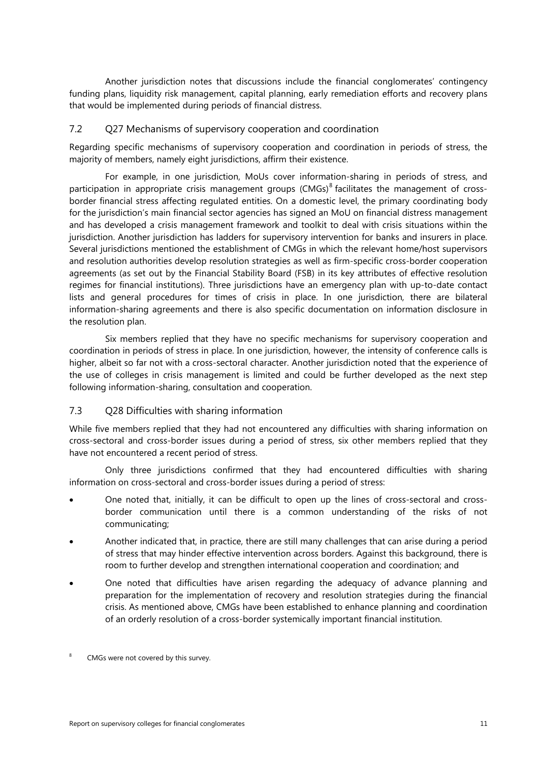Another jurisdiction notes that discussions include the financial conglomerates' contingency funding plans, liquidity risk management, capital planning, early remediation efforts and recovery plans that would be implemented during periods of financial distress.

## 7.2 Q27 Mechanisms of supervisory cooperation and coordination

Regarding specific mechanisms of supervisory cooperation and coordination in periods of stress, the majority of members, namely eight jurisdictions, affirm their existence.

For example, in one jurisdiction, MoUs cover information-sharing in periods of stress, and participation in appropriate crisis management groups (CMGs)[8] facilitates the management of cross-border financial stress affecting regulated entities. On a domestic level, the primary coordinating body for the jurisdiction's main financial sector agencies has signed an MoU on financial distress management and has developed a crisis management framework and toolkit to deal with crisis situations within the jurisdiction. Another jurisdiction has ladders for supervisory intervention for banks and insurers in place. Several jurisdictions mentioned the establishment of CMGs in which the relevant home/host supervisors and resolution authorities develop resolution strategies as well as firm-specific cross-border cooperation agreements (as set out by the Financial Stability Board (FSB) in its key attributes of effective resolution regimes for financial institutions). Three jurisdictions have an emergency plan with up-to-date contact lists and general procedures for times of crisis in place. In one jurisdiction, there are bilateral information-sharing agreements and there is also specific documentation on information disclosure in the resolution plan.

Six members replied that they have no specific mechanisms for supervisory cooperation and coordination in periods of stress in place. In one jurisdiction, however, the intensity of conference calls is higher, albeit so far not with a cross-sectoral character. Another jurisdiction noted that the experience of the use of colleges in crisis management is limited and could be further developed as the next step following information-sharing, consultation and cooperation.

## 7.3 Q28 Difficulties with sharing information

While five members replied that they had not encountered any difficulties with sharing information on cross-sectoral and cross-border issues during a period of stress, six other members replied that they have not encountered a recent period of stress.

Only three jurisdictions confirmed that they had encountered difficulties with sharing information on cross-sectoral and cross-border issues during a period of stress:

- One noted that, initially, it can be difficult to open up the lines of cross-sectoral and cross-border communication until there is a common understanding of the risks of not communicating;
- Another indicated that, in practice, there are still many challenges that can arise during a period of stress that may hinder effective intervention across borders. Against this background, there is room to further develop and strengthen international cooperation and coordination; and
- One noted that difficulties have arisen regarding the adequacy of advance planning and preparation for the implementation of recovery and resolution strategies during the financial crisis. As mentioned above, CMGs have been established to enhance planning and coordination of an orderly resolution of a cross-border systemically important financial institution.

[8] CMGs were not covered by this survey.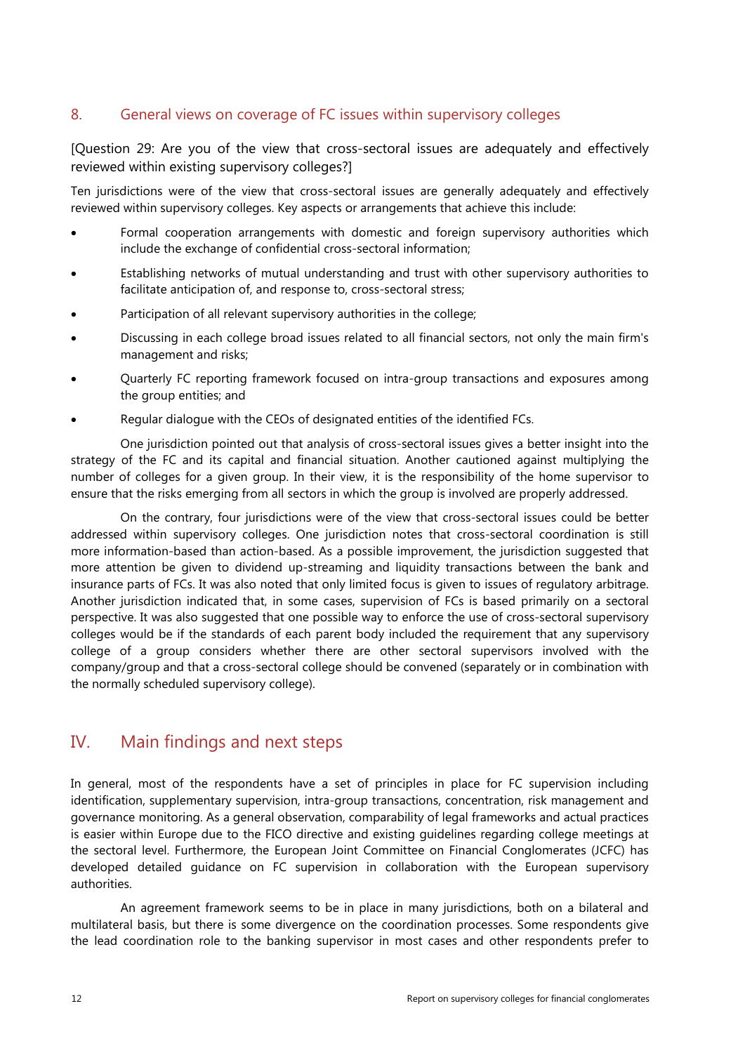## 8. General views on coverage of FC issues within supervisory colleges

[Question 29: Are you of the view that cross-sectoral issues are adequately and effectively reviewed within existing supervisory colleges?]

Ten jurisdictions were of the view that cross-sectoral issues are generally adequately and effectively reviewed within supervisory colleges. Key aspects or arrangements that achieve this include:

- Formal cooperation arrangements with domestic and foreign supervisory authorities which include the exchange of confidential cross-sectoral information;
- Establishing networks of mutual understanding and trust with other supervisory authorities to facilitate anticipation of, and response to, cross-sectoral stress;
- Participation of all relevant supervisory authorities in the college;
- Discussing in each college broad issues related to all financial sectors, not only the main firm's management and risks;
- Quarterly FC reporting framework focused on intra-group transactions and exposures among the group entities; and
- Regular dialogue with the CEOs of designated entities of the identified FCs.

One jurisdiction pointed out that analysis of cross-sectoral issues gives a better insight into the strategy of the FC and its capital and financial situation. Another cautioned against multiplying the number of colleges for a given group. In their view, it is the responsibility of the home supervisor to ensure that the risks emerging from all sectors in which the group is involved are properly addressed.

On the contrary, four jurisdictions were of the view that cross-sectoral issues could be better addressed within supervisory colleges. One jurisdiction notes that cross-sectoral coordination is still more information-based than action-based. As a possible improvement, the jurisdiction suggested that more attention be given to dividend up-streaming and liquidity transactions between the bank and insurance parts of FCs. It was also noted that only limited focus is given to issues of regulatory arbitrage. Another jurisdiction indicated that, in some cases, supervision of FCs is based primarily on a sectoral perspective. It was also suggested that one possible way to enforce the use of cross-sectoral supervisory colleges would be if the standards of each parent body included the requirement that any supervisory college of a group considers whether there are other sectoral supervisors involved with the company/group and that a cross-sectoral college should be convened (separately or in combination with the normally scheduled supervisory college).

# IV. Main findings and next steps

In general, most of the respondents have a set of principles in place for FC supervision including identification, supplementary supervision, intra-group transactions, concentration, risk management and governance monitoring. As a general observation, comparability of legal frameworks and actual practices is easier within Europe due to the FICO directive and existing guidelines regarding college meetings at the sectoral level. Furthermore, the European Joint Committee on Financial Conglomerates (JCFC) has developed detailed guidance on FC supervision in collaboration with the European supervisory authorities.

An agreement framework seems to be in place in many jurisdictions, both on a bilateral and multilateral basis, but there is some divergence on the coordination processes. Some respondents give the lead coordination role to the banking supervisor in most cases and other respondents prefer to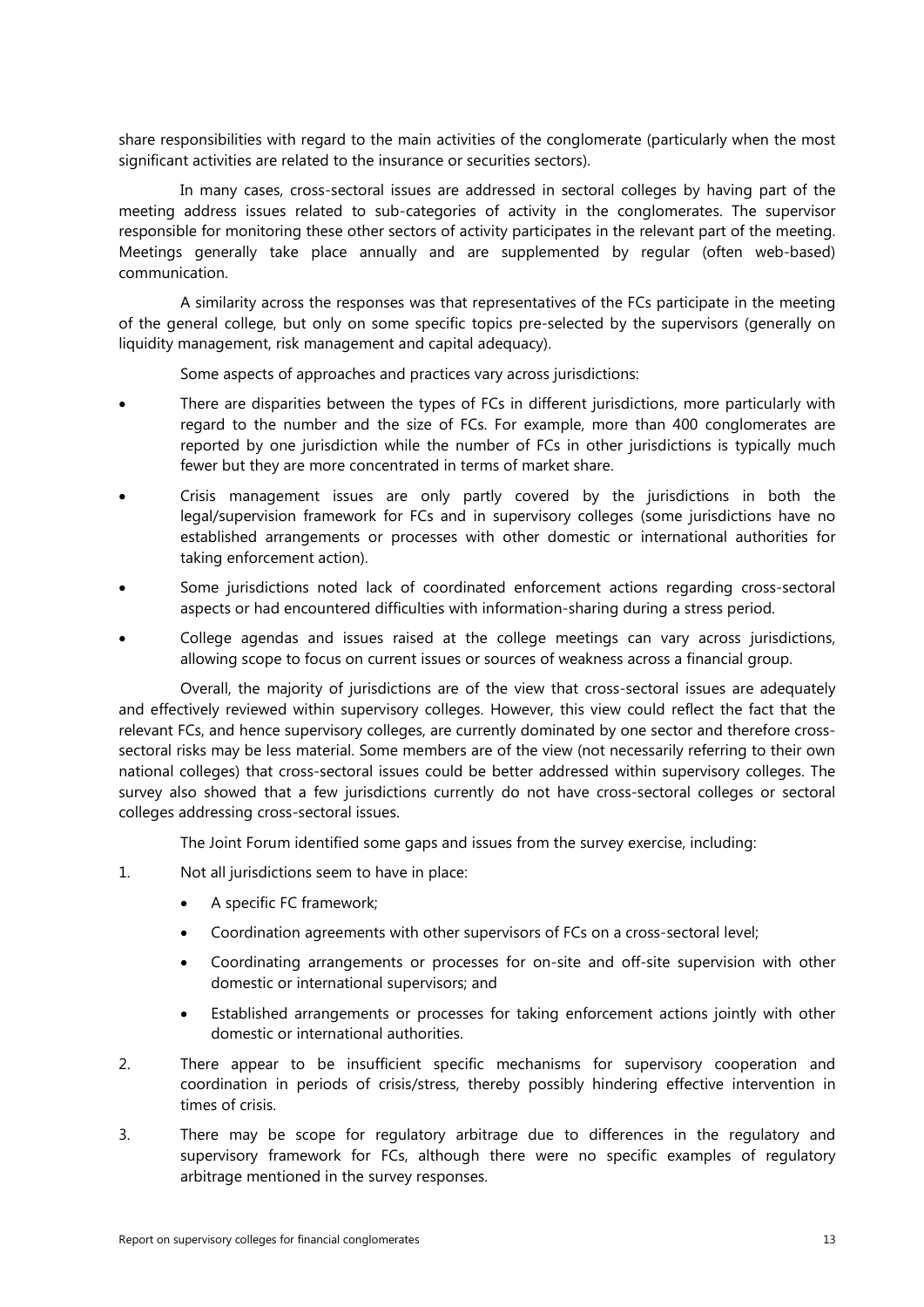share responsibilities with regard to the main activities of the conglomerate (particularly when the most significant activities are related to the insurance or securities sectors).

In many cases, cross-sectoral issues are addressed in sectoral colleges by having part of the meeting address issues related to sub-categories of activity in the conglomerates. The supervisor responsible for monitoring these other sectors of activity participates in the relevant part of the meeting. Meetings generally take place annually and are supplemented by regular (often web-based) communication.

A similarity across the responses was that representatives of the FCs participate in the meeting of the general college, but only on some specific topics pre-selected by the supervisors (generally on liquidity management, risk management and capital adequacy).

Some aspects of approaches and practices vary across jurisdictions:

- There are disparities between the types of FCs in different jurisdictions, more particularly with regard to the number and the size of FCs. For example, more than 400 conglomerates are reported by one jurisdiction while the number of FCs in other jurisdictions is typically much fewer but they are more concentrated in terms of market share.
- Crisis management issues are only partly covered by the jurisdictions in both the legal/supervision framework for FCs and in supervisory colleges (some jurisdictions have no established arrangements or processes with other domestic or international authorities for taking enforcement action).
- Some jurisdictions noted lack of coordinated enforcement actions regarding cross-sectoral aspects or had encountered difficulties with information-sharing during a stress period.
- College agendas and issues raised at the college meetings can vary across jurisdictions, allowing scope to focus on current issues or sources of weakness across a financial group.

Overall, the majority of jurisdictions are of the view that cross-sectoral issues are adequately and effectively reviewed within supervisory colleges. However, this view could reflect the fact that the relevant FCs, and hence supervisory colleges, are currently dominated by one sector and therefore cross-sectoral risks may be less material. Some members are of the view (not necessarily referring to their own national colleges) that cross-sectoral issues could be better addressed within supervisory colleges. The survey also showed that a few jurisdictions currently do not have cross-sectoral colleges or sectoral colleges addressing cross-sectoral issues.

The Joint Forum identified some gaps and issues from the survey exercise, including:

1. Not all jurisdictions seem to have in place:
   - A specific FC framework;
   - Coordination agreements with other supervisors of FCs on a cross-sectoral level;
   - Coordinating arrangements or processes for on-site and off-site supervision with other domestic or international supervisors; and
   - Established arrangements or processes for taking enforcement actions jointly with other domestic or international authorities.
2. There appear to be insufficient specific mechanisms for supervisory cooperation and coordination in periods of crisis/stress, thereby possibly hindering effective intervention in times of crisis.
3. There may be scope for regulatory arbitrage due to differences in the regulatory and supervisory framework for FCs, although there were no specific examples of regulatory arbitrage mentioned in the survey responses.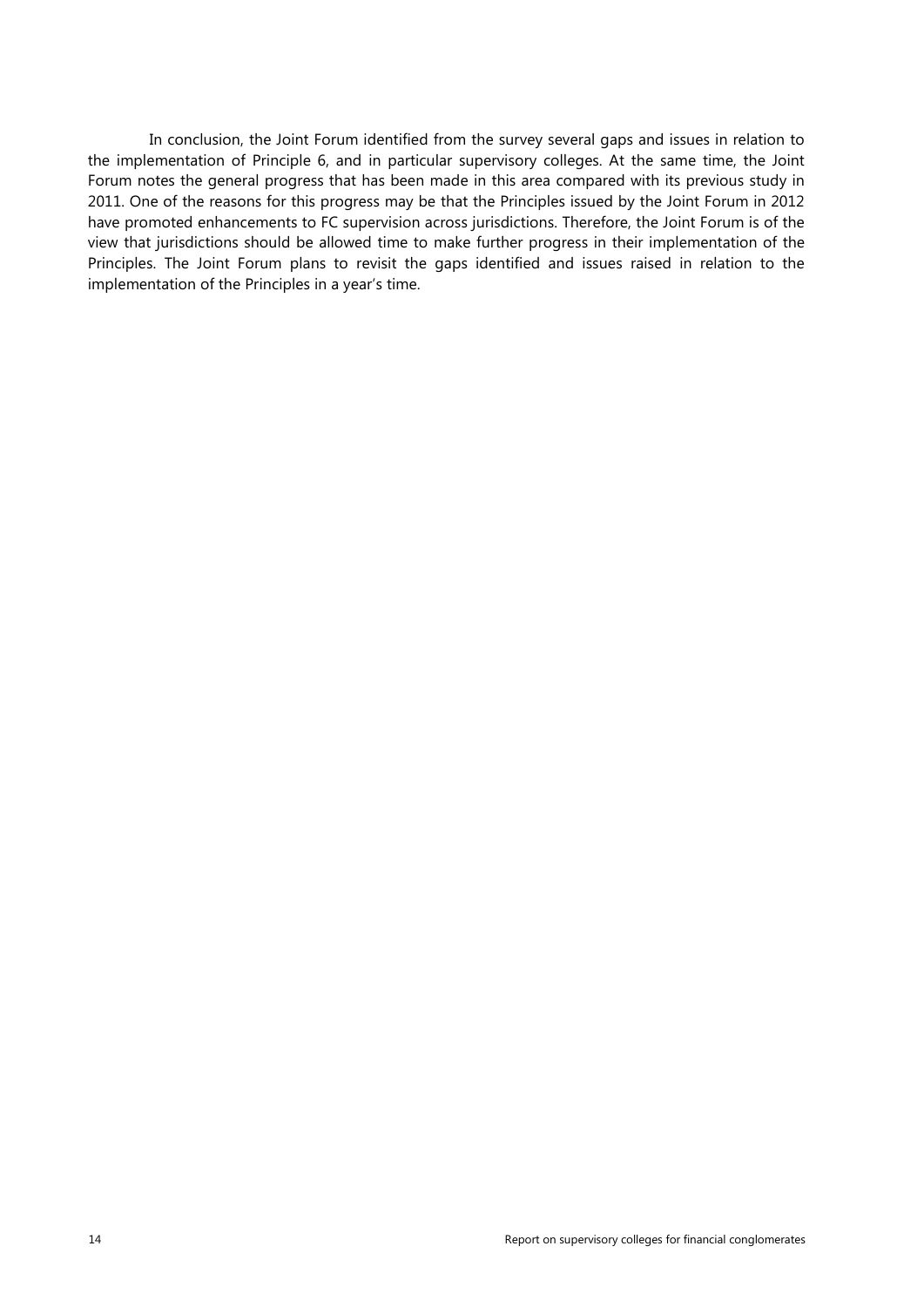In conclusion, the Joint Forum identified from the survey several gaps and issues in relation to the implementation of Principle 6, and in particular supervisory colleges. At the same time, the Joint Forum notes the general progress that has been made in this area compared with its previous study in 2011. One of the reasons for this progress may be that the Principles issued by the Joint Forum in 2012 have promoted enhancements to FC supervision across jurisdictions. Therefore, the Joint Forum is of the view that jurisdictions should be allowed time to make further progress in their implementation of the Principles. The Joint Forum plans to revisit the gaps identified and issues raised in relation to the implementation of the Principles in a year's time.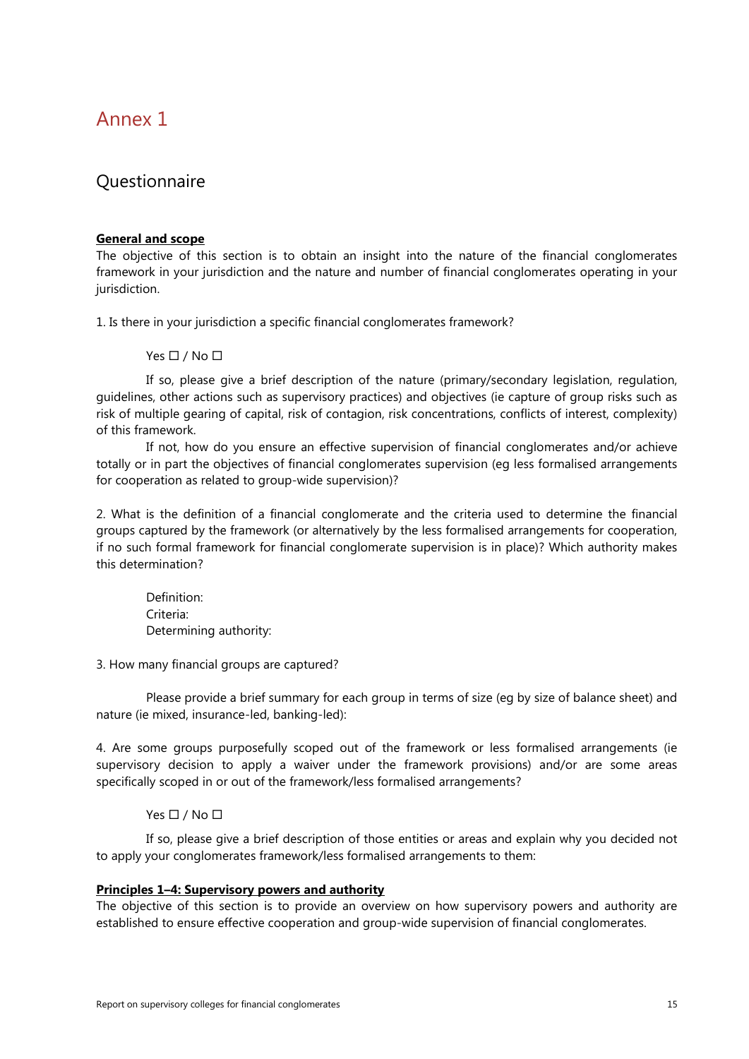# Annex 1

## Questionnaire

**General and scope**

The objective of this section is to obtain an insight into the nature of the financial conglomerates framework in your jurisdiction and the nature and number of financial conglomerates operating in your jurisdiction.

1. Is there in your jurisdiction a specific financial conglomerates framework?

Yes ☐ / No ☐

If so, please give a brief description of the nature (primary/secondary legislation, regulation, guidelines, other actions such as supervisory practices) and objectives (ie capture of group risks such as risk of multiple gearing of capital, risk of contagion, risk concentrations, conflicts of interest, complexity) of this framework.

If not, how do you ensure an effective supervision of financial conglomerates and/or achieve totally or in part the objectives of financial conglomerates supervision (eg less formalised arrangements for cooperation as related to group-wide supervision)?

2. What is the definition of a financial conglomerate and the criteria used to determine the financial groups captured by the framework (or alternatively by the less formalised arrangements for cooperation, if no such formal framework for financial conglomerate supervision is in place)? Which authority makes this determination?

Definition:
Criteria:
Determining authority:

3. How many financial groups are captured?

Please provide a brief summary for each group in terms of size (eg by size of balance sheet) and nature (ie mixed, insurance-led, banking-led):

4. Are some groups purposefully scoped out of the framework or less formalised arrangements (ie supervisory decision to apply a waiver under the framework provisions) and/or are some areas specifically scoped in or out of the framework/less formalised arrangements?

Yes ☐ / No ☐

If so, please give a brief description of those entities or areas and explain why you decided not to apply your conglomerates framework/less formalised arrangements to them:

**Principles 1–4: Supervisory powers and authority**

The objective of this section is to provide an overview on how supervisory powers and authority are established to ensure effective cooperation and group-wide supervision of financial conglomerates.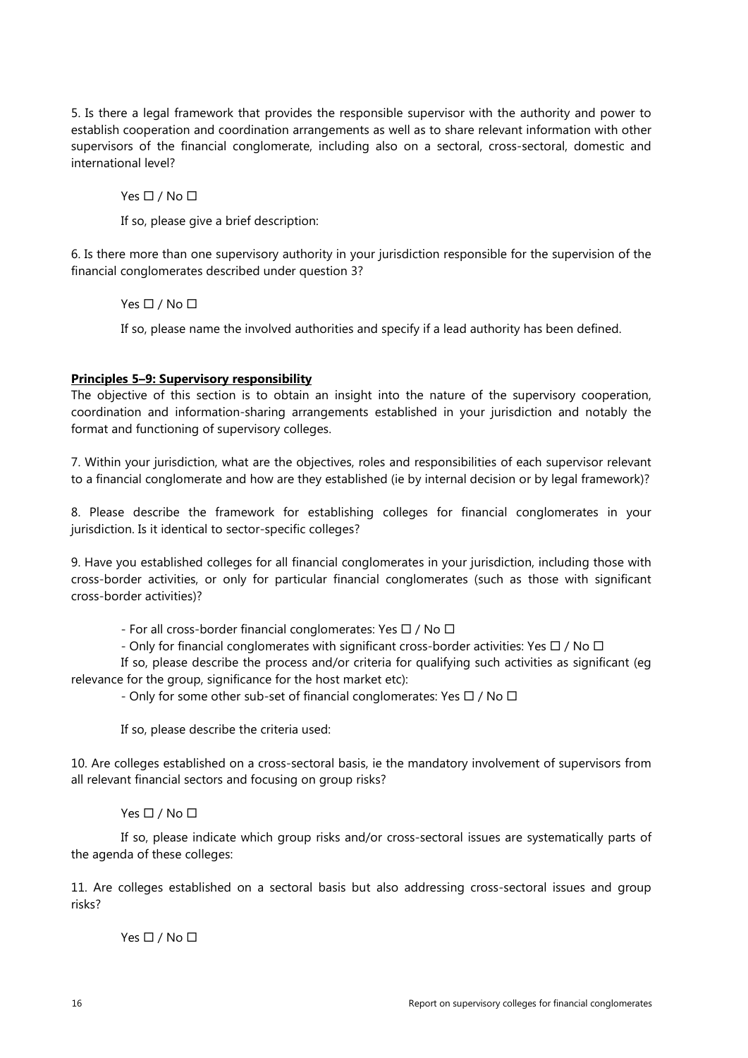5. Is there a legal framework that provides the responsible supervisor with the authority and power to establish cooperation and coordination arrangements as well as to share relevant information with other supervisors of the financial conglomerate, including also on a sectoral, cross-sectoral, domestic and international level?

Yes ☐ / No ☐

If so, please give a brief description:

6. Is there more than one supervisory authority in your jurisdiction responsible for the supervision of the financial conglomerates described under question 3?

Yes ☐ / No ☐

If so, please name the involved authorities and specify if a lead authority has been defined.

**Principles 5–9: Supervisory responsibility**

The objective of this section is to obtain an insight into the nature of the supervisory cooperation, coordination and information-sharing arrangements established in your jurisdiction and notably the format and functioning of supervisory colleges.

7. Within your jurisdiction, what are the objectives, roles and responsibilities of each supervisor relevant to a financial conglomerate and how are they established (ie by internal decision or by legal framework)?

8. Please describe the framework for establishing colleges for financial conglomerates in your jurisdiction. Is it identical to sector-specific colleges?

9. Have you established colleges for all financial conglomerates in your jurisdiction, including those with cross-border activities, or only for particular financial conglomerates (such as those with significant cross-border activities)?

- For all cross-border financial conglomerates: Yes ☐ / No ☐

- Only for financial conglomerates with significant cross-border activities: Yes ☐ / No ☐

If so, please describe the process and/or criteria for qualifying such activities as significant (eg relevance for the group, significance for the host market etc):

- Only for some other sub-set of financial conglomerates: Yes ☐ / No ☐

If so, please describe the criteria used:

10. Are colleges established on a cross-sectoral basis, ie the mandatory involvement of supervisors from all relevant financial sectors and focusing on group risks?

Yes ☐ / No ☐

If so, please indicate which group risks and/or cross-sectoral issues are systematically parts of the agenda of these colleges:

11. Are colleges established on a sectoral basis but also addressing cross-sectoral issues and group risks?

Yes ☐ / No ☐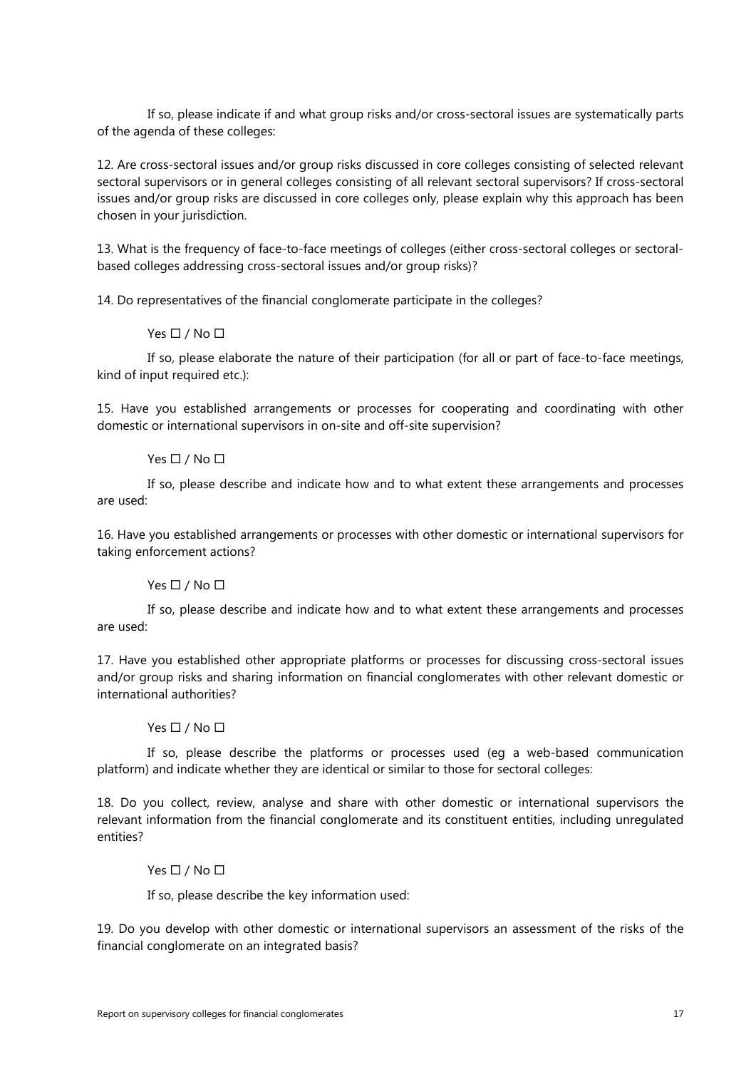If so, please indicate if and what group risks and/or cross-sectoral issues are systematically parts of the agenda of these colleges:

12. Are cross-sectoral issues and/or group risks discussed in core colleges consisting of selected relevant sectoral supervisors or in general colleges consisting of all relevant sectoral supervisors? If cross-sectoral issues and/or group risks are discussed in core colleges only, please explain why this approach has been chosen in your jurisdiction.

13. What is the frequency of face-to-face meetings of colleges (either cross-sectoral colleges or sectoral-based colleges addressing cross-sectoral issues and/or group risks)?

14. Do representatives of the financial conglomerate participate in the colleges?

Yes ☐ / No ☐

If so, please elaborate the nature of their participation (for all or part of face-to-face meetings, kind of input required etc.):

15. Have you established arrangements or processes for cooperating and coordinating with other domestic or international supervisors in on-site and off-site supervision?

Yes ☐ / No ☐

If so, please describe and indicate how and to what extent these arrangements and processes are used:

16. Have you established arrangements or processes with other domestic or international supervisors for taking enforcement actions?

Yes ☐ / No ☐

If so, please describe and indicate how and to what extent these arrangements and processes are used:

17. Have you established other appropriate platforms or processes for discussing cross-sectoral issues and/or group risks and sharing information on financial conglomerates with other relevant domestic or international authorities?

Yes ☐ / No ☐

If so, please describe the platforms or processes used (eg a web-based communication platform) and indicate whether they are identical or similar to those for sectoral colleges:

18. Do you collect, review, analyse and share with other domestic or international supervisors the relevant information from the financial conglomerate and its constituent entities, including unregulated entities?

Yes ☐ / No ☐

If so, please describe the key information used:

19. Do you develop with other domestic or international supervisors an assessment of the risks of the financial conglomerate on an integrated basis?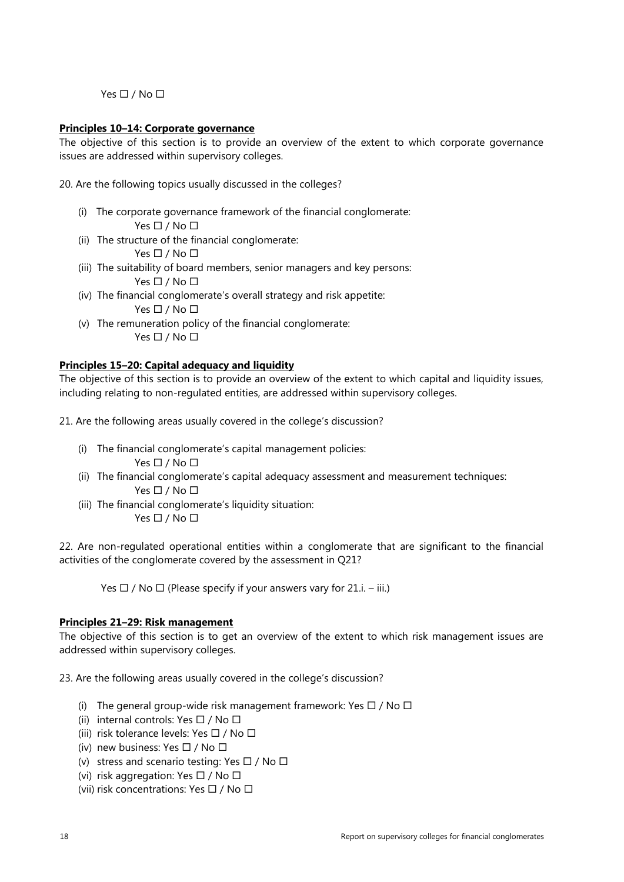Yes ☐ / No ☐

**Principles 10–14: Corporate governance**

The objective of this section is to provide an overview of the extent to which corporate governance issues are addressed within supervisory colleges.

20. Are the following topics usually discussed in the colleges?

(i) The corporate governance framework of the financial conglomerate:
Yes ☐ / No ☐

(ii) The structure of the financial conglomerate:
Yes ☐ / No ☐

(iii) The suitability of board members, senior managers and key persons:
Yes ☐ / No ☐

(iv) The financial conglomerate's overall strategy and risk appetite:
Yes ☐ / No ☐

(v) The remuneration policy of the financial conglomerate:
Yes ☐ / No ☐

**Principles 15–20: Capital adequacy and liquidity**

The objective of this section is to provide an overview of the extent to which capital and liquidity issues, including relating to non-regulated entities, are addressed within supervisory colleges.

21. Are the following areas usually covered in the college's discussion?

(i) The financial conglomerate's capital management policies:
Yes ☐ / No ☐

(ii) The financial conglomerate's capital adequacy assessment and measurement techniques:
Yes ☐ / No ☐

(iii) The financial conglomerate's liquidity situation:
Yes ☐ / No ☐

22. Are non-regulated operational entities within a conglomerate that are significant to the financial activities of the conglomerate covered by the assessment in Q21?

Yes ☐ / No ☐ (Please specify if your answers vary for 21.i. – iii.)

**Principles 21–29: Risk management**

The objective of this section is to get an overview of the extent to which risk management issues are addressed within supervisory colleges.

23. Are the following areas usually covered in the college's discussion?

(i) The general group-wide risk management framework: Yes ☐ / No ☐

(ii) internal controls: Yes ☐ / No ☐

(iii) risk tolerance levels: Yes ☐ / No ☐

(iv) new business: Yes ☐ / No ☐

(v) stress and scenario testing: Yes ☐ / No ☐

(vi) risk aggregation: Yes ☐ / No ☐

(vii) risk concentrations: Yes ☐ / No ☐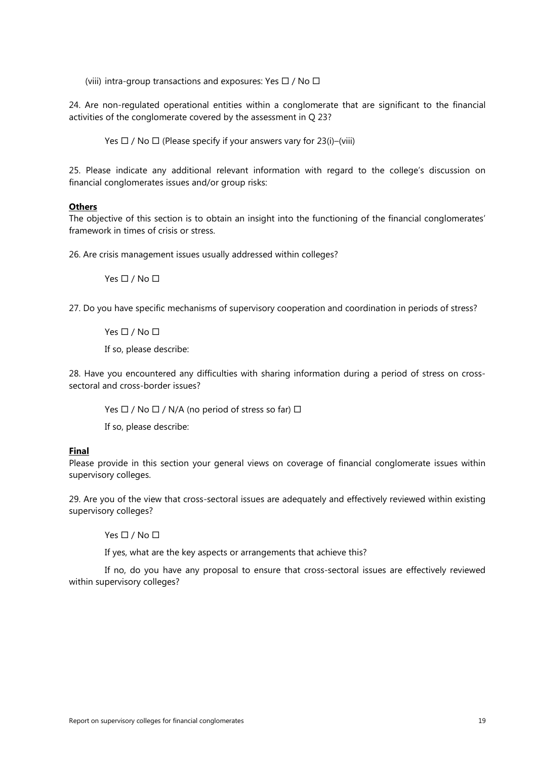(viii) intra-group transactions and exposures: Yes ☐ / No ☐

24. Are non-regulated operational entities within a conglomerate that are significant to the financial activities of the conglomerate covered by the assessment in Q 23?

Yes ☐ / No ☐ (Please specify if your answers vary for 23(i)–(viii)

25. Please indicate any additional relevant information with regard to the college's discussion on financial conglomerates issues and/or group risks:

**Others**

The objective of this section is to obtain an insight into the functioning of the financial conglomerates' framework in times of crisis or stress.

26. Are crisis management issues usually addressed within colleges?

Yes ☐ / No ☐

27. Do you have specific mechanisms of supervisory cooperation and coordination in periods of stress?

Yes ☐ / No ☐

If so, please describe:

28. Have you encountered any difficulties with sharing information during a period of stress on cross-sectoral and cross-border issues?

Yes ☐ / No ☐ / N/A (no period of stress so far) ☐

If so, please describe:

**Final**

Please provide in this section your general views on coverage of financial conglomerate issues within supervisory colleges.

29. Are you of the view that cross-sectoral issues are adequately and effectively reviewed within existing supervisory colleges?

Yes ☐ / No ☐

If yes, what are the key aspects or arrangements that achieve this?

If no, do you have any proposal to ensure that cross-sectoral issues are effectively reviewed within supervisory colleges?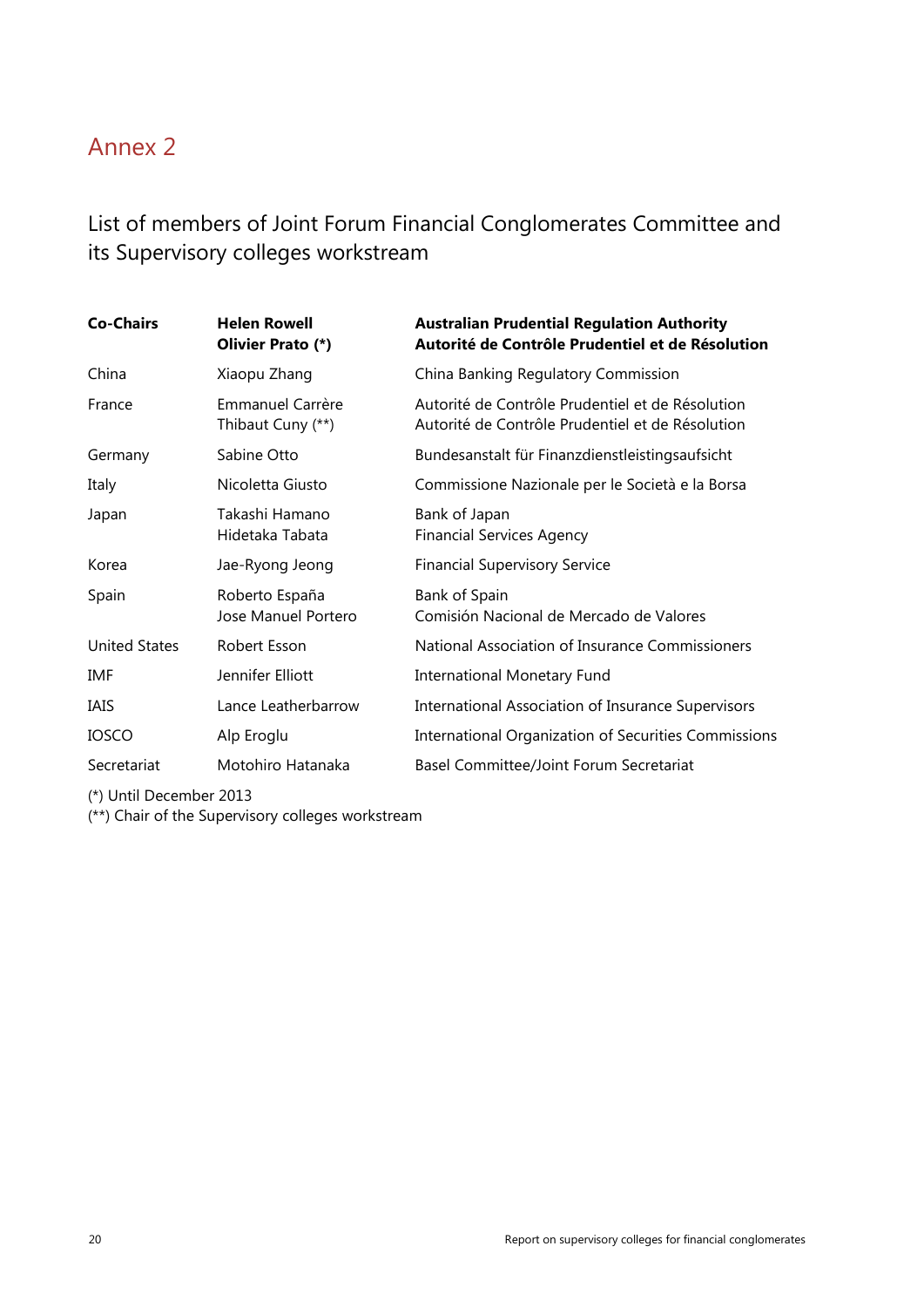# Annex 2

## List of members of Joint Forum Financial Conglomerates Committee and its Supervisory colleges workstream

| | | |
|---|---|---|
| **Co-Chairs** | **Helen Rowell**<br>**Olivier Prato (*)** | **Australian Prudential Regulation Authority**<br>**Autorité de Contrôle Prudentiel et de Résolution** |
| China | Xiaopu Zhang | China Banking Regulatory Commission |
| France | Emmanuel Carrère<br>Thibaut Cuny (**) | Autorité de Contrôle Prudentiel et de Résolution<br>Autorité de Contrôle Prudentiel et de Résolution |
| Germany | Sabine Otto | Bundesanstalt für Finanzdienstleistingsaufsicht |
| Italy | Nicoletta Giusto | Commissione Nazionale per le Società e la Borsa |
| Japan | Takashi Hamano<br>Hidetaka Tabata | Bank of Japan<br>Financial Services Agency |
| Korea | Jae-Ryong Jeong | Financial Supervisory Service |
| Spain | Roberto España<br>Jose Manuel Portero | Bank of Spain<br>Comisión Nacional de Mercado de Valores |
| United States | Robert Esson | National Association of Insurance Commissioners |
| IMF | Jennifer Elliott | International Monetary Fund |
| IAIS | Lance Leatherbarrow | International Association of Insurance Supervisors |
| IOSCO | Alp Eroglu | International Organization of Securities Commissions |
| Secretariat | Motohiro Hatanaka | Basel Committee/Joint Forum Secretariat |

(*) Until December 2013
(**) Chair of the Supervisory colleges workstream